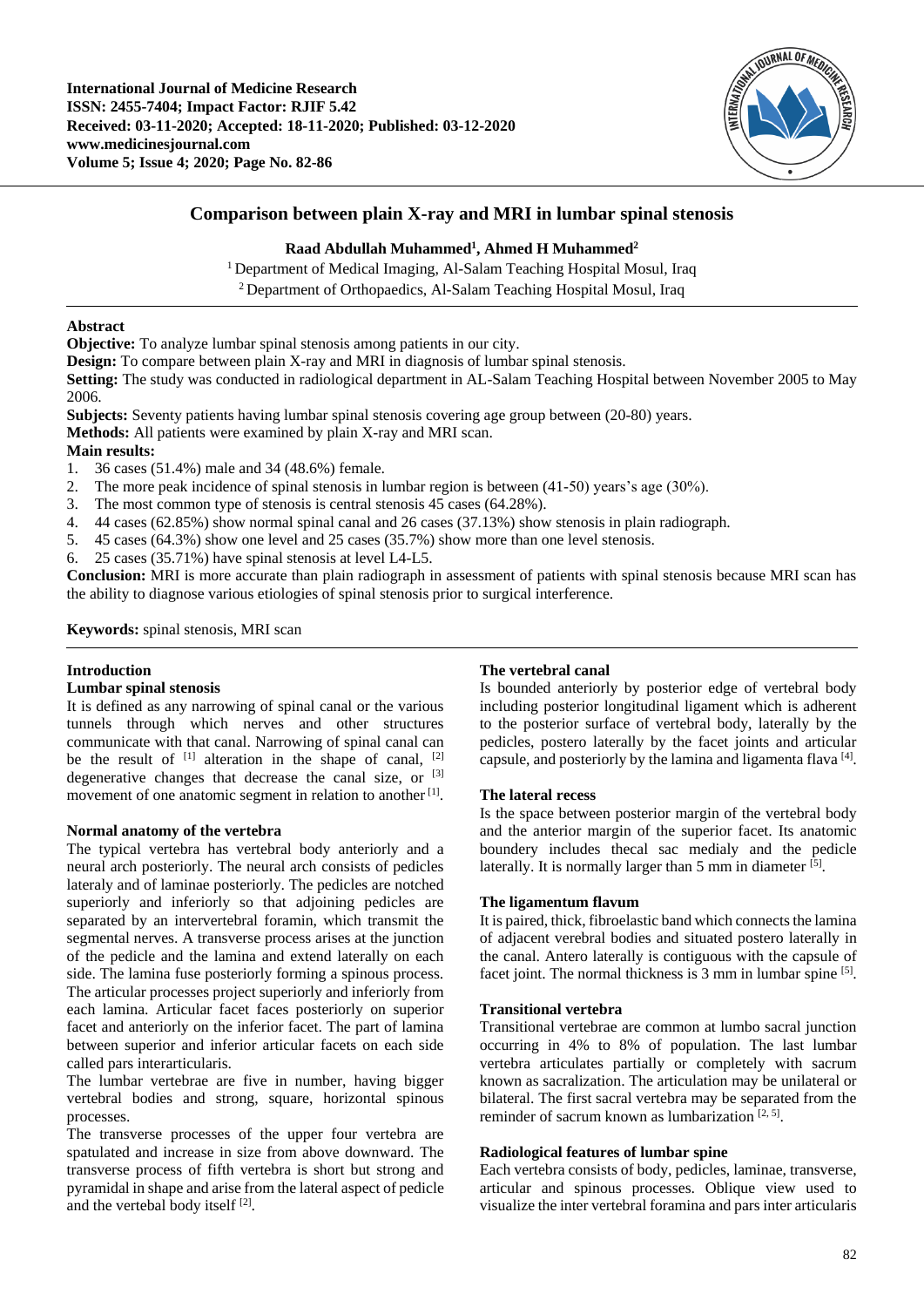International Journal of Medicine Research
ISSN: 2455-7404; Impact Factor: RJIF 5.42
Received: 03-11-2020; Accepted: 18-11-2020; Published: 03-12-2020
www.medicinesjournal.com
Volume 5; Issue 4; 2020; Page No. 82-86

# Comparison between plain X-ray and MRI in lumbar spinal stenosis

**Raad Abdullah Muhammed[1], Ahmed H Muhammed[2]**

[1] Department of Medical Imaging, Al-Salam Teaching Hospital Mosul, Iraq
[2] Department of Orthopaedics, Al-Salam Teaching Hospital Mosul, Iraq

## Abstract

**Objective:** To analyze lumbar spinal stenosis among patients in our city.

**Design:** To compare between plain X-ray and MRI in diagnosis of lumbar spinal stenosis.

**Setting:** The study was conducted in radiological department in AL-Salam Teaching Hospital between November 2005 to May 2006.

**Subjects:** Seventy patients having lumbar spinal stenosis covering age group between (20-80) years.

**Methods:** All patients were examined by plain X-ray and MRI scan.

**Main results:**

1. 36 cases (51.4%) male and 34 (48.6%) female.
2. The more peak incidence of spinal stenosis in lumbar region is between (41-50) years's age (30%).
3. The most common type of stenosis is central stenosis 45 cases (64.28%).
4. 44 cases (62.85%) show normal spinal canal and 26 cases (37.13%) show stenosis in plain radiograph.
5. 45 cases (64.3%) show one level and 25 cases (35.7%) show more than one level stenosis.
6. 25 cases (35.71%) have spinal stenosis at level L4-L5.

**Conclusion:** MRI is more accurate than plain radiograph in assessment of patients with spinal stenosis because MRI scan has the ability to diagnose various etiologies of spinal stenosis prior to surgical interference.

**Keywords:** spinal stenosis, MRI scan

## Introduction

### Lumbar spinal stenosis

It is defined as any narrowing of spinal canal or the various tunnels through which nerves and other structures communicate with that canal. Narrowing of spinal canal can be the result of [1] alteration in the shape of canal, [2] degenerative changes that decrease the canal size, or [3] movement of one anatomic segment in relation to another [1].

### Normal anatomy of the vertebra

The typical vertebra has vertebral body anteriorly and a neural arch posteriorly. The neural arch consists of pedicles lateraly and of laminae posteriorly. The pedicles are notched superiorly and inferiorly so that adjoining pedicles are separated by an intervertebral foramin, which transmit the segmental nerves. A transverse process arises at the junction of the pedicle and the lamina and extend laterally on each side. The lamina fuse posteriorly forming a spinous process. The articular processes project superiorly and inferiorly from each lamina. Articular facet faces posteriorly on superior facet and anteriorly on the inferior facet. The part of lamina between superior and inferior articular facets on each side called pars interarticularis.

The lumbar vertebrae are five in number, having bigger vertebral bodies and strong, square, horizontal spinous processes.

The transverse processes of the upper four vertebra are spatulated and increase in size from above downward. The transverse process of fifth vertebra is short but strong and pyramidal in shape and arise from the lateral aspect of pedicle and the vertebal body itself [2].

### The vertebral canal

Is bounded anteriorly by posterior edge of vertebral body including posterior longitudinal ligament which is adherent to the posterior surface of vertebral body, laterally by the pedicles, postero laterally by the facet joints and articular capsule, and posteriorly by the lamina and ligamenta flava [4].

### The lateral recess

Is the space between posterior margin of the vertebral body and the anterior margin of the superior facet. Its anatomic boundery includes thecal sac medialy and the pedicle laterally. It is normally larger than 5 mm in diameter [5].

### The ligamentum flavum

It is paired, thick, fibroelastic band which connects the lamina of adjacent verebral bodies and situated postero laterally in the canal. Antero laterally is contiguous with the capsule of facet joint. The normal thickness is 3 mm in lumbar spine [5].

### Transitional vertebra

Transitional vertebrae are common at lumbo sacral junction occurring in 4% to 8% of population. The last lumbar vertebra articulates partially or completely with sacrum known as sacralization. The articulation may be unilateral or bilateral. The first sacral vertebra may be separated from the reminder of sacrum known as lumbarization [2, 5].

### Radiological features of lumbar spine

Each vertebra consists of body, pedicles, laminae, transverse, articular and spinous processes. Oblique view used to visualize the inter vertebral foramina and pars inter articularis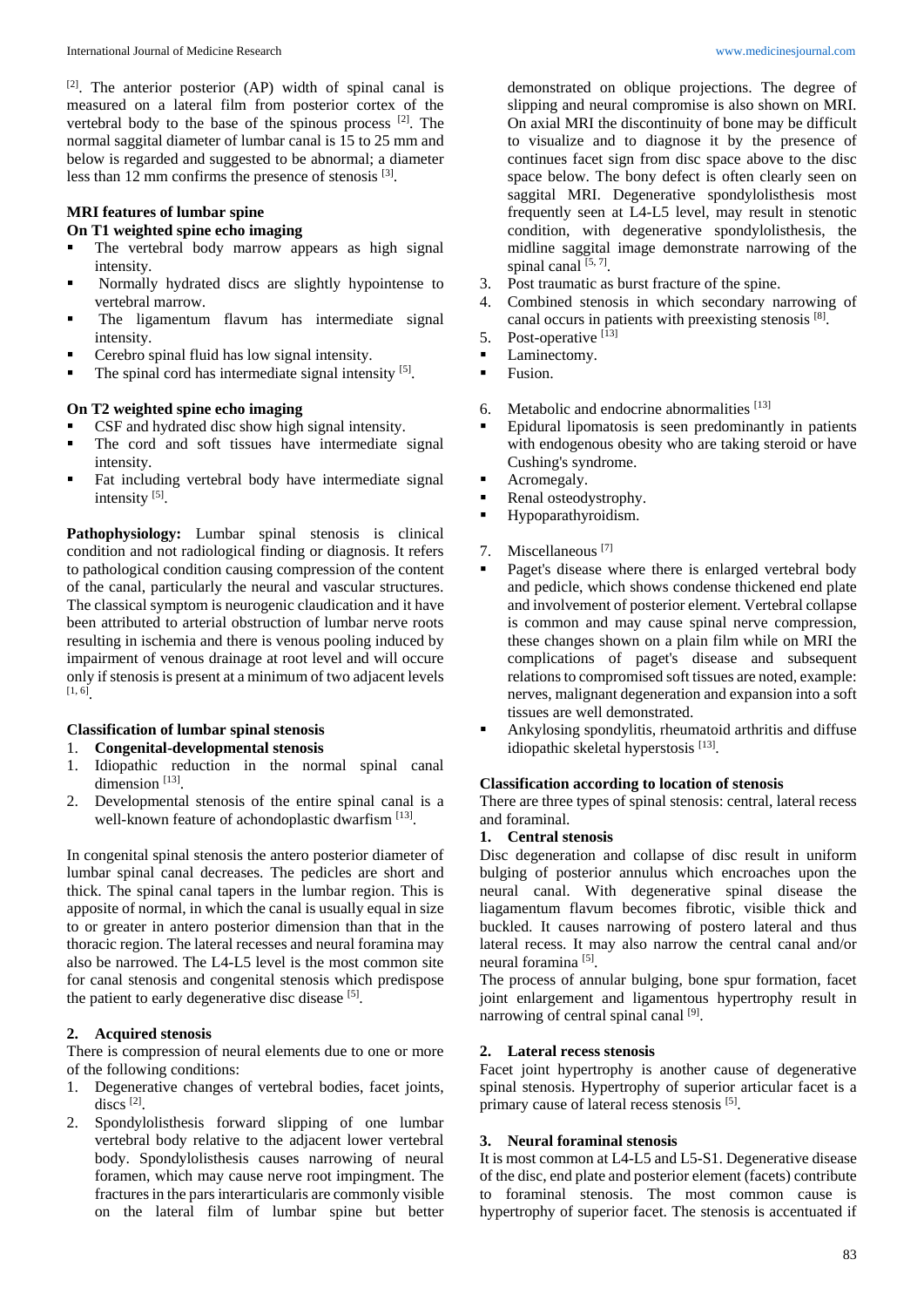[2]. The anterior posterior (AP) width of spinal canal is measured on a lateral film from posterior cortex of the vertebral body to the base of the spinous process [2]. The normal saggital diameter of lumbar canal is 15 to 25 mm and below is regarded and suggested to be abnormal; a diameter less than 12 mm confirms the presence of stenosis [3].

**MRI features of lumbar spine**

**On T1 weighted spine echo imaging**

- The vertebral body marrow appears as high signal intensity.
- Normally hydrated discs are slightly hypointense to vertebral marrow.
- The ligamentum flavum has intermediate signal intensity.
- Cerebro spinal fluid has low signal intensity.
- The spinal cord has intermediate signal intensity [5].

**On T2 weighted spine echo imaging**

- CSF and hydrated disc show high signal intensity.
- The cord and soft tissues have intermediate signal intensity.
- Fat including vertebral body have intermediate signal intensity [5].

**Pathophysiology:** Lumbar spinal stenosis is clinical condition and not radiological finding or diagnosis. It refers to pathological condition causing compression of the content of the canal, particularly the neural and vascular structures. The classical symptom is neurogenic claudication and it have been attributed to arterial obstruction of lumbar nerve roots resulting in ischemia and there is venous pooling induced by impairment of venous drainage at root level and will occure only if stenosis is present at a minimum of two adjacent levels [1, 6].

**Classification of lumbar spinal stenosis**

1. **Congenital-developmental stenosis**
1. Idiopathic reduction in the normal spinal canal dimension [13].
2. Developmental stenosis of the entire spinal canal is a well-known feature of achondoplastic dwarfism [13].

In congenital spinal stenosis the antero posterior diameter of lumbar spinal canal decreases. The pedicles are short and thick. The spinal canal tapers in the lumbar region. This is apposite of normal, in which the canal is usually equal in size to or greater in antero posterior dimension than that in the thoracic region. The lateral recesses and neural foramina may also be narrowed. The L4-L5 level is the most common site for canal stenosis and congenital stenosis which predispose the patient to early degenerative disc disease [5].

**2. Acquired stenosis**

There is compression of neural elements due to one or more of the following conditions:

1. Degenerative changes of vertebral bodies, facet joints, discs [2].
2. Spondylolisthesis forward slipping of one lumbar vertebral body relative to the adjacent lower vertebral body. Spondylolisthesis causes narrowing of neural foramen, which may cause nerve root impingment. The fractures in the pars interarticularis are commonly visible on the lateral film of lumbar spine but better demonstrated on oblique projections. The degree of slipping and neural compromise is also shown on MRI. On axial MRI the discontinuity of bone may be difficult to visualize and to diagnose it by the presence of continues facet sign from disc space above to the disc space below. The bony defect is often clearly seen on saggital MRI. Degenerative spondylolisthesis most frequently seen at L4-L5 level, may result in stenotic condition, with degenerative spondylolisthesis, the midline saggital image demonstrate narrowing of the spinal canal [5, 7].
3. Post traumatic as burst fracture of the spine.
4. Combined stenosis in which secondary narrowing of canal occurs in patients with preexisting stenosis [8].
5. Post-operative [13]

- Laminectomy.
- Fusion.

6. Metabolic and endocrine abnormalities [13]

- Epidural lipomatosis is seen predominantly in patients with endogenous obesity who are taking steroid or have Cushing's syndrome.
- Acromegaly.
- Renal osteodystrophy.
- Hypoparathyroidism.

7. Miscellaneous [7]

- Paget's disease where there is enlarged vertebral body and pedicle, which shows condense thickened end plate and involvement of posterior element. Vertebral collapse is common and may cause spinal nerve compression, these changes shown on a plain film while on MRI the complications of paget's disease and subsequent relations to compromised soft tissues are noted, example: nerves, malignant degeneration and expansion into a soft tissues are well demonstrated.
- Ankylosing spondylitis, rheumatoid arthritis and diffuse idiopathic skeletal hyperstosis [13].

**Classification according to location of stenosis**

There are three types of spinal stenosis: central, lateral recess and foraminal.

**1. Central stenosis**

Disc degeneration and collapse of disc result in uniform bulging of posterior annulus which encroaches upon the neural canal. With degenerative spinal disease the liagamentum flavum becomes fibrotic, visible thick and buckled. It causes narrowing of postero lateral and thus lateral recess. It may also narrow the central canal and/or neural foramina [5].

The process of annular bulging, bone spur formation, facet joint enlargement and ligamentous hypertrophy result in narrowing of central spinal canal [9].

**2. Lateral recess stenosis**

Facet joint hypertrophy is another cause of degenerative spinal stenosis. Hypertrophy of superior articular facet is a primary cause of lateral recess stenosis [5].

**3. Neural foraminal stenosis**

It is most common at L4-L5 and L5-S1. Degenerative disease of the disc, end plate and posterior element (facets) contribute to foraminal stenosis. The most common cause is hypertrophy of superior facet. The stenosis is accentuated if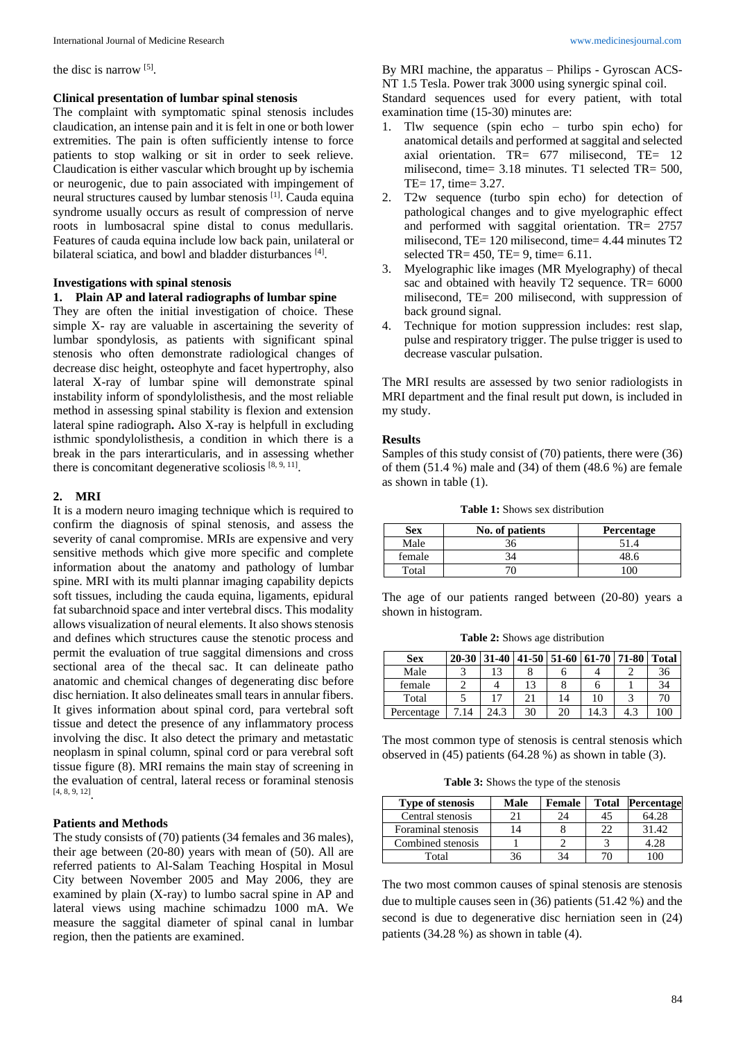the disc is narrow [5].

### Clinical presentation of lumbar spinal stenosis

The complaint with symptomatic spinal stenosis includes claudication, an intense pain and it is felt in one or both lower extremities. The pain is often sufficiently intense to force patients to stop walking or sit in order to seek relieve. Claudication is either vascular which brought up by ischemia or neurogenic, due to pain associated with impingement of neural structures caused by lumbar stenosis [1]. Cauda equina syndrome usually occurs as result of compression of nerve roots in lumbosacral spine distal to conus medullaris. Features of cauda equina include low back pain, unilateral or bilateral sciatica, and bowl and bladder disturbances [4].

### Investigations with spinal stenosis

**1. Plain AP and lateral radiographs of lumbar spine**

They are often the initial investigation of choice. These simple X- ray are valuable in ascertaining the severity of lumbar spondylosis, as patients with significant spinal stenosis who often demonstrate radiological changes of decrease disc height, osteophyte and facet hypertrophy, also lateral X-ray of lumbar spine will demonstrate spinal instability inform of spondylolisthesis, and the most reliable method in assessing spinal stability is flexion and extension lateral spine radiograph**.** Also X-ray is helpfull in excluding isthmic spondylolisthesis, a condition in which there is a break in the pars interarticularis, and in assessing whether there is concomitant degenerative scoliosis [8, 9, 11].

**2. MRI**

It is a modern neuro imaging technique which is required to confirm the diagnosis of spinal stenosis, and assess the severity of canal compromise. MRIs are expensive and very sensitive methods which give more specific and complete information about the anatomy and pathology of lumbar spine. MRI with its multi plannar imaging capability depicts soft tissues, including the cauda equina, ligaments, epidural fat subarchnoid space and inter vertebral discs. This modality allows visualization of neural elements. It also shows stenosis and defines which structures cause the stenotic process and permit the evaluation of true saggital dimensions and cross sectional area of the thecal sac. It can delineate patho anatomic and chemical changes of degenerating disc before disc herniation. It also delineates small tears in annular fibers. It gives information about spinal cord, para vertebral soft tissue and detect the presence of any inflammatory process involving the disc. It also detect the primary and metastatic neoplasm in spinal column, spinal cord or para verebral soft tissue figure (8). MRI remains the main stay of screening in the evaluation of central, lateral recess or foraminal stenosis [4, 8, 9, 12].

### Patients and Methods

The study consists of (70) patients (34 females and 36 males), their age between (20-80) years with mean of (50). All are referred patients to Al-Salam Teaching Hospital in Mosul City between November 2005 and May 2006, they are examined by plain (X-ray) to lumbo sacral spine in AP and lateral views using machine schimadzu 1000 mA. We measure the saggital diameter of spinal canal in lumbar region, then the patients are examined.

By MRI machine, the apparatus – Philips - Gyroscan ACS-NT 1.5 Tesla. Power trak 3000 using synergic spinal coil.

Standard sequences used for every patient, with total examination time (15-30) minutes are:

1. Tlw sequence (spin echo – turbo spin echo) for anatomical details and performed at saggital and selected axial orientation. TR= 677 milisecond, TE= 12 milisecond, time= 3.18 minutes. T1 selected TR= 500, TE= 17, time= 3.27.
2. T2w sequence (turbo spin echo) for detection of pathological changes and to give myelographic effect and performed with saggital orientation. TR= 2757 milisecond, TE= 120 milisecond, time= 4.44 minutes T2 selected TR= 450, TE= 9, time= 6.11.
3. Myelographic like images (MR Myelography) of thecal sac and obtained with heavily T2 sequence. TR= 6000 milisecond, TE= 200 milisecond, with suppression of back ground signal.
4. Technique for motion suppression includes: rest slap, pulse and respiratory trigger. The pulse trigger is used to decrease vascular pulsation.

The MRI results are assessed by two senior radiologists in MRI department and the final result put down, is included in my study.

### Results

Samples of this study consist of (70) patients, there were (36) of them (51.4 %) male and (34) of them (48.6 %) are female as shown in table (1).

**Table 1:** Shows sex distribution

| Sex | No. of patients | Percentage |
|---|---|---|
| Male | 36 | 51.4 |
| female | 34 | 48.6 |
| Total | 70 | 100 |

The age of our patients ranged between (20-80) years a shown in histogram.

**Table 2:** Shows age distribution

| Sex | 20-30 | 31-40 | 41-50 | 51-60 | 61-70 | 71-80 | Total |
|---|---|---|---|---|---|---|---|
| Male | 3 | 13 | 8 | 6 | 4 | 2 | 36 |
| female | 2 | 4 | 13 | 8 | 6 | 1 | 34 |
| Total | 5 | 17 | 21 | 14 | 10 | 3 | 70 |
| Percentage | 7.14 | 24.3 | 30 | 20 | 14.3 | 4.3 | 100 |

The most common type of stenosis is central stenosis which observed in (45) patients (64.28 %) as shown in table (3).

**Table 3:** Shows the type of the stenosis

| Type of stenosis | Male | Female | Total | Percentage |
|---|---|---|---|---|
| Central stenosis | 21 | 24 | 45 | 64.28 |
| Foraminal stenosis | 14 | 8 | 22 | 31.42 |
| Combined stenosis | 1 | 2 | 3 | 4.28 |
| Total | 36 | 34 | 70 | 100 |

The two most common causes of spinal stenosis are stenosis due to multiple causes seen in (36) patients (51.42 %) and the second is due to degenerative disc herniation seen in (24) patients (34.28 %) as shown in table (4).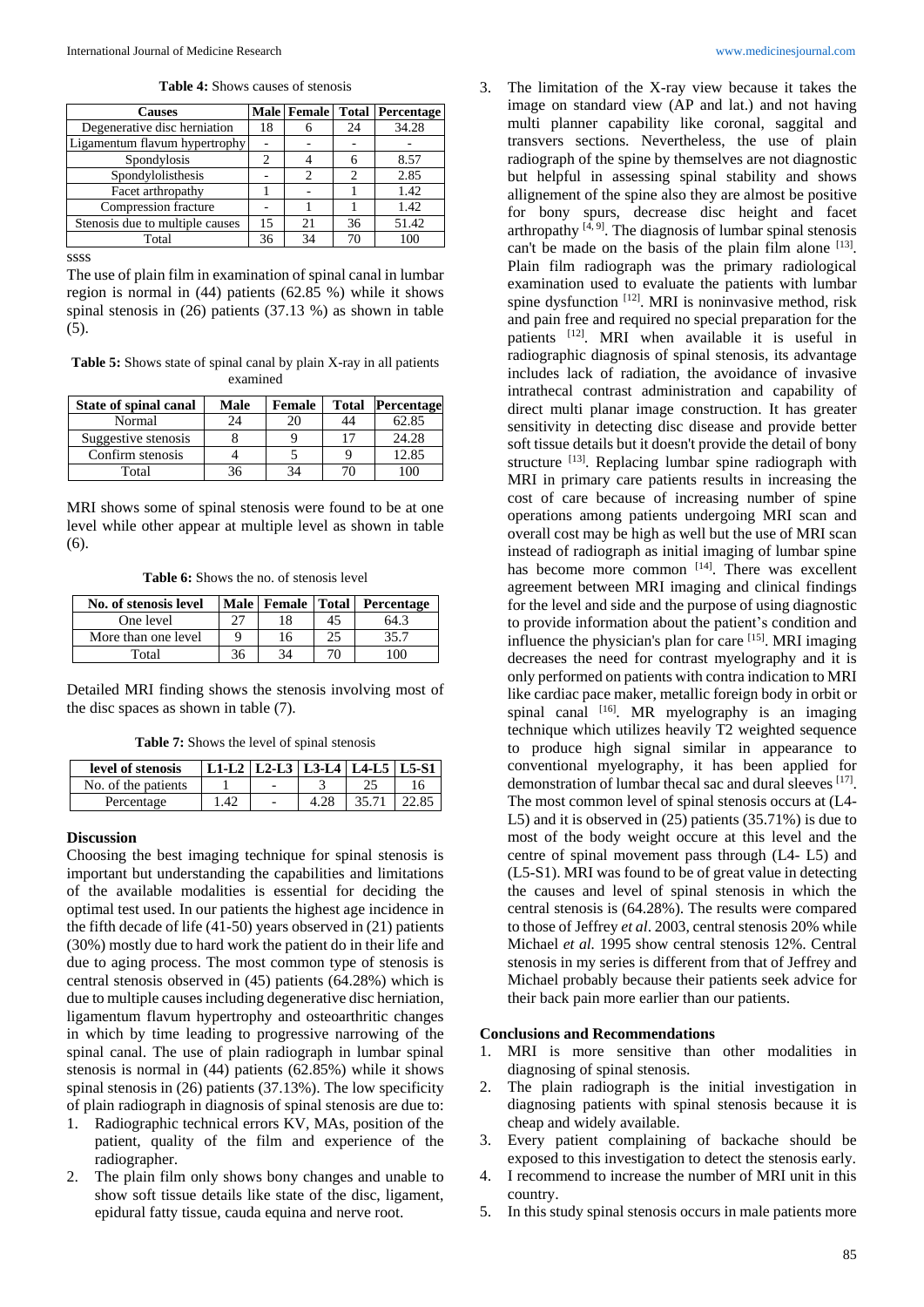**Table 4:** Shows causes of stenosis

| Causes | Male | Female | Total | Percentage |
|---|---|---|---|---|
| Degenerative disc herniation | 18 | 6 | 24 | 34.28 |
| Ligamentum flavum hypertrophy | - | - | - | - |
| Spondylosis | 2 | 4 | 6 | 8.57 |
| Spondylolisthesis | - | 2 | 2 | 2.85 |
| Facet arthropathy | 1 | - | 1 | 1.42 |
| Compression fracture | - | 1 | 1 | 1.42 |
| Stenosis due to multiple causes | 15 | 21 | 36 | 51.42 |
| Total | 36 | 34 | 70 | 100 |

ssss

The use of plain film in examination of spinal canal in lumbar region is normal in (44) patients (62.85 %) while it shows spinal stenosis in (26) patients (37.13 %) as shown in table (5).

**Table 5:** Shows state of spinal canal by plain X-ray in all patients examined

| State of spinal canal | Male | Female | Total | Percentage |
|---|---|---|---|---|
| Normal | 24 | 20 | 44 | 62.85 |
| Suggestive stenosis | 8 | 9 | 17 | 24.28 |
| Confirm stenosis | 4 | 5 | 9 | 12.85 |
| Total | 36 | 34 | 70 | 100 |

MRI shows some of spinal stenosis were found to be at one level while other appear at multiple level as shown in table (6).

**Table 6:** Shows the no. of stenosis level

| No. of stenosis level | Male | Female | Total | Percentage |
|---|---|---|---|---|
| One level | 27 | 18 | 45 | 64.3 |
| More than one level | 9 | 16 | 25 | 35.7 |
| Total | 36 | 34 | 70 | 100 |

Detailed MRI finding shows the stenosis involving most of the disc spaces as shown in table (7).

**Table 7:** Shows the level of spinal stenosis

| level of stenosis | L1-L2 | L2-L3 | L3-L4 | L4-L5 | L5-S1 |
|---|---|---|---|---|---|
| No. of the patients | 1 | - | 3 | 25 | 16 |
| Percentage | 1.42 | - | 4.28 | 35.71 | 22.85 |

## Discussion

Choosing the best imaging technique for spinal stenosis is important but understanding the capabilities and limitations of the available modalities is essential for deciding the optimal test used. In our patients the highest age incidence in the fifth decade of life (41-50) years observed in (21) patients (30%) mostly due to hard work the patient do in their life and due to aging process. The most common type of stenosis is central stenosis observed in (45) patients (64.28%) which is due to multiple causes including degenerative disc herniation, ligamentum flavum hypertrophy and osteoarthritic changes in which by time leading to progressive narrowing of the spinal canal. The use of plain radiograph in lumbar spinal stenosis is normal in (44) patients (62.85%) while it shows spinal stenosis in (26) patients (37.13%). The low specificity of plain radiograph in diagnosis of spinal stenosis are due to:

1. Radiographic technical errors KV, MAs, position of the patient, quality of the film and experience of the radiographer.
2. The plain film only shows bony changes and unable to show soft tissue details like state of the disc, ligament, epidural fatty tissue, cauda equina and nerve root.
3. The limitation of the X-ray view because it takes the image on standard view (AP and lat.) and not having multi planner capability like coronal, saggital and transvers sections. Nevertheless, the use of plain radiograph of the spine by themselves are not diagnostic but helpful in assessing spinal stability and shows allignement of the spine also they are almost be positive for bony spurs, decrease disc height and facet arthropathy [4, 9]. The diagnosis of lumbar spinal stenosis can't be made on the basis of the plain film alone [13]. Plain film radiograph was the primary radiological examination used to evaluate the patients with lumbar spine dysfunction [12]. MRI is noninvasive method, risk and pain free and required no special preparation for the patients [12]. MRI when available it is useful in radiographic diagnosis of spinal stenosis, its advantage includes lack of radiation, the avoidance of invasive intrathecal contrast administration and capability of direct multi planar image construction. It has greater sensitivity in detecting disc disease and provide better soft tissue details but it doesn't provide the detail of bony structure [13]. Replacing lumbar spine radiograph with MRI in primary care patients results in increasing the cost of care because of increasing number of spine operations among patients undergoing MRI scan and overall cost may be high as well but the use of MRI scan instead of radiograph as initial imaging of lumbar spine has become more common [14]. There was excellent agreement between MRI imaging and clinical findings for the level and side and the purpose of using diagnostic to provide information about the patient's condition and influence the physician's plan for care [15]. MRI imaging decreases the need for contrast myelography and it is only performed on patients with contra indication to MRI like cardiac pace maker, metallic foreign body in orbit or spinal canal [16]. MR myelography is an imaging technique which utilizes heavily T2 weighted sequence to produce high signal similar in appearance to conventional myelography, it has been applied for demonstration of lumbar thecal sac and dural sleeves [17].

The most common level of spinal stenosis occurs at (L4-L5) and it is observed in (25) patients (35.71%) is due to most of the body weight occure at this level and the centre of spinal movement pass through (L4- L5) and (L5-S1). MRI was found to be of great value in detecting the causes and level of spinal stenosis in which the central stenosis is (64.28%). The results were compared to those of Jeffrey *et al*. 2003, central stenosis 20% while Michael *et al.* 1995 show central stenosis 12%. Central stenosis in my series is different from that of Jeffrey and Michael probably because their patients seek advice for their back pain more earlier than our patients.

## Conclusions and Recommendations

1. MRI is more sensitive than other modalities in diagnosing of spinal stenosis.
2. The plain radiograph is the initial investigation in diagnosing patients with spinal stenosis because it is cheap and widely available.
3. Every patient complaining of backache should be exposed to this investigation to detect the stenosis early.
4. I recommend to increase the number of MRI unit in this country.
5. In this study spinal stenosis occurs in male patients more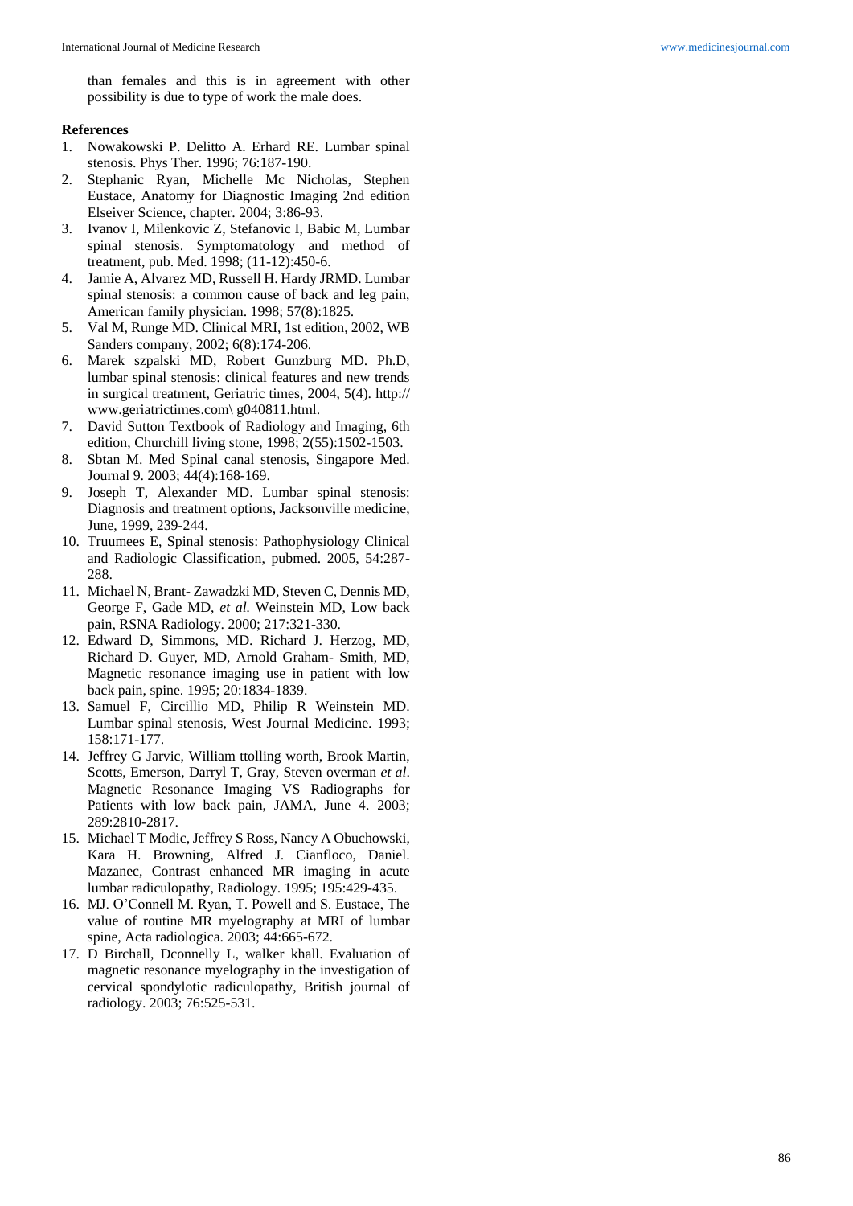than females and this is in agreement with other possibility is due to type of work the male does.

**References**

1. Nowakowski P. Delitto A. Erhard RE. Lumbar spinal stenosis. Phys Ther. 1996; 76:187-190.
2. Stephanic Ryan, Michelle Mc Nicholas, Stephen Eustace, Anatomy for Diagnostic Imaging 2nd edition Elseiver Science, chapter. 2004; 3:86-93.
3. Ivanov I, Milenkovic Z, Stefanovic I, Babic M, Lumbar spinal stenosis. Symptomatology and method of treatment, pub. Med. 1998; (11-12):450-6.
4. Jamie A, Alvarez MD, Russell H. Hardy JRMD. Lumbar spinal stenosis: a common cause of back and leg pain, American family physician. 1998; 57(8):1825.
5. Val M, Runge MD. Clinical MRI, 1st edition, 2002, WB Sanders company, 2002; 6(8):174-206.
6. Marek szpalski MD, Robert Gunzburg MD. Ph.D, lumbar spinal stenosis: clinical features and new trends in surgical treatment, Geriatric times, 2004, 5(4). http:// www.geriatrictimes.com\ g040811.html.
7. David Sutton Textbook of Radiology and Imaging, 6th edition, Churchill living stone, 1998; 2(55):1502-1503.
8. Sbtan M. Med Spinal canal stenosis, Singapore Med. Journal 9. 2003; 44(4):168-169.
9. Joseph T, Alexander MD. Lumbar spinal stenosis: Diagnosis and treatment options, Jacksonville medicine, June, 1999, 239-244.
10. Truumees E, Spinal stenosis: Pathophysiology Clinical and Radiologic Classification, pubmed. 2005, 54:287-288.
11. Michael N, Brant- Zawadzki MD, Steven C, Dennis MD, George F, Gade MD, *et al.* Weinstein MD, Low back pain, RSNA Radiology. 2000; 217:321-330.
12. Edward D, Simmons, MD. Richard J. Herzog, MD, Richard D. Guyer, MD, Arnold Graham- Smith, MD, Magnetic resonance imaging use in patient with low back pain, spine. 1995; 20:1834-1839.
13. Samuel F, Circillio MD, Philip R Weinstein MD. Lumbar spinal stenosis, West Journal Medicine. 1993; 158:171-177.
14. Jeffrey G Jarvic, William ttolling worth, Brook Martin, Scotts, Emerson, Darryl T, Gray, Steven overman *et al*. Magnetic Resonance Imaging VS Radiographs for Patients with low back pain, JAMA, June 4. 2003; 289:2810-2817.
15. Michael T Modic, Jeffrey S Ross, Nancy A Obuchowski, Kara H. Browning, Alfred J. Cianfloco, Daniel. Mazanec, Contrast enhanced MR imaging in acute lumbar radiculopathy, Radiology. 1995; 195:429-435.
16. MJ. O'Connell M. Ryan, T. Powell and S. Eustace, The value of routine MR myelography at MRI of lumbar spine, Acta radiologica. 2003; 44:665-672.
17. D Birchall, Dconnelly L, walker khall. Evaluation of magnetic resonance myelography in the investigation of cervical spondylotic radiculopathy, British journal of radiology. 2003; 76:525-531.